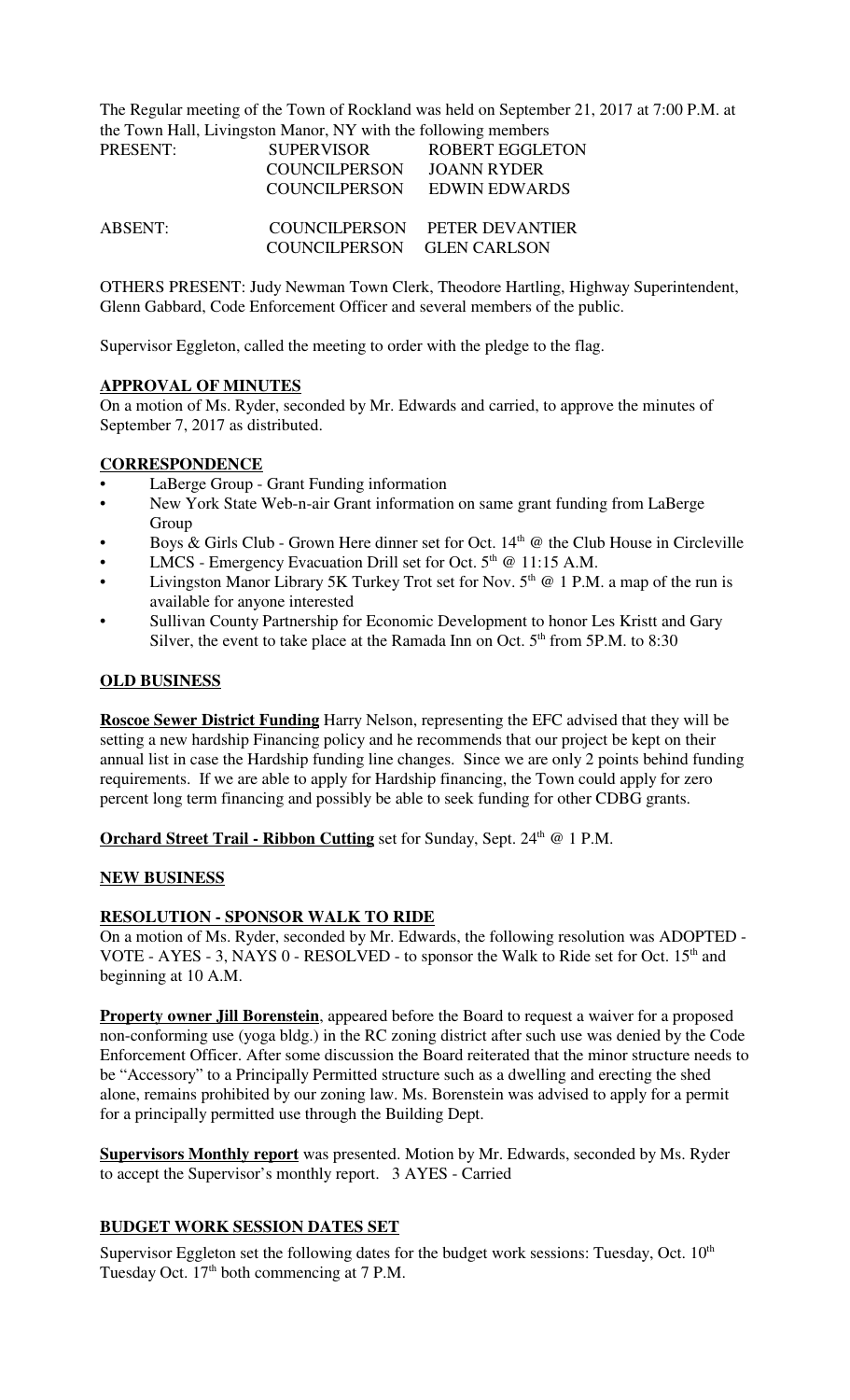The Regular meeting of the Town of Rockland was held on September 21, 2017 at 7:00 P.M. at the Town Hall, Livingston Manor, NY with the following members

| | | |
|---|---|---|
| PRESENT: | SUPERVISOR | ROBERT EGGLETON |
| | COUNCILPERSON | JOANN RYDER |
| | COUNCILPERSON | EDWIN EDWARDS |
| ABSENT: | COUNCILPERSON | PETER DEVANTIER |
| | COUNCILPERSON | GLEN CARLSON |

OTHERS PRESENT: Judy Newman Town Clerk, Theodore Hartling, Highway Superintendent, Glenn Gabbard, Code Enforcement Officer and several members of the public.

Supervisor Eggleton, called the meeting to order with the pledge to the flag.

**APPROVAL OF MINUTES**

On a motion of Ms. Ryder, seconded by Mr. Edwards and carried, to approve the minutes of September 7, 2017 as distributed.

**CORRESPONDENCE**

- LaBerge Group - Grant Funding information
- New York State Web-n-air Grant information on same grant funding from LaBerge Group
- Boys & Girls Club - Grown Here dinner set for Oct. 14th @ the Club House in Circleville
- LMCS - Emergency Evacuation Drill set for Oct. 5th @ 11:15 A.M.
- Livingston Manor Library 5K Turkey Trot set for Nov. 5th @ 1 P.M. a map of the run is available for anyone interested
- Sullivan County Partnership for Economic Development to honor Les Kristt and Gary Silver, the event to take place at the Ramada Inn on Oct. 5th from 5P.M. to 8:30

**OLD BUSINESS**

**Roscoe Sewer District Funding** Harry Nelson, representing the EFC advised that they will be setting a new hardship Financing policy and he recommends that our project be kept on their annual list in case the Hardship funding line changes. Since we are only 2 points behind funding requirements. If we are able to apply for Hardship financing, the Town could apply for zero percent long term financing and possibly be able to seek funding for other CDBG grants.

**Orchard Street Trail - Ribbon Cutting** set for Sunday, Sept. 24th @ 1 P.M.

**NEW BUSINESS**

**RESOLUTION - SPONSOR WALK TO RIDE**

On a motion of Ms. Ryder, seconded by Mr. Edwards, the following resolution was ADOPTED - VOTE - AYES - 3, NAYS 0 - RESOLVED - to sponsor the Walk to Ride set for Oct. 15th and beginning at 10 A.M.

**Property owner Jill Borenstein**, appeared before the Board to request a waiver for a proposed non-conforming use (yoga bldg.) in the RC zoning district after such use was denied by the Code Enforcement Officer. After some discussion the Board reiterated that the minor structure needs to be "Accessory" to a Principally Permitted structure such as a dwelling and erecting the shed alone, remains prohibited by our zoning law. Ms. Borenstein was advised to apply for a permit for a principally permitted use through the Building Dept.

**Supervisors Monthly report** was presented. Motion by Mr. Edwards, seconded by Ms. Ryder to accept the Supervisor's monthly report. 3 AYES - Carried

**BUDGET WORK SESSION DATES SET**

Supervisor Eggleton set the following dates for the budget work sessions: Tuesday, Oct. 10th Tuesday Oct. 17th both commencing at 7 P.M.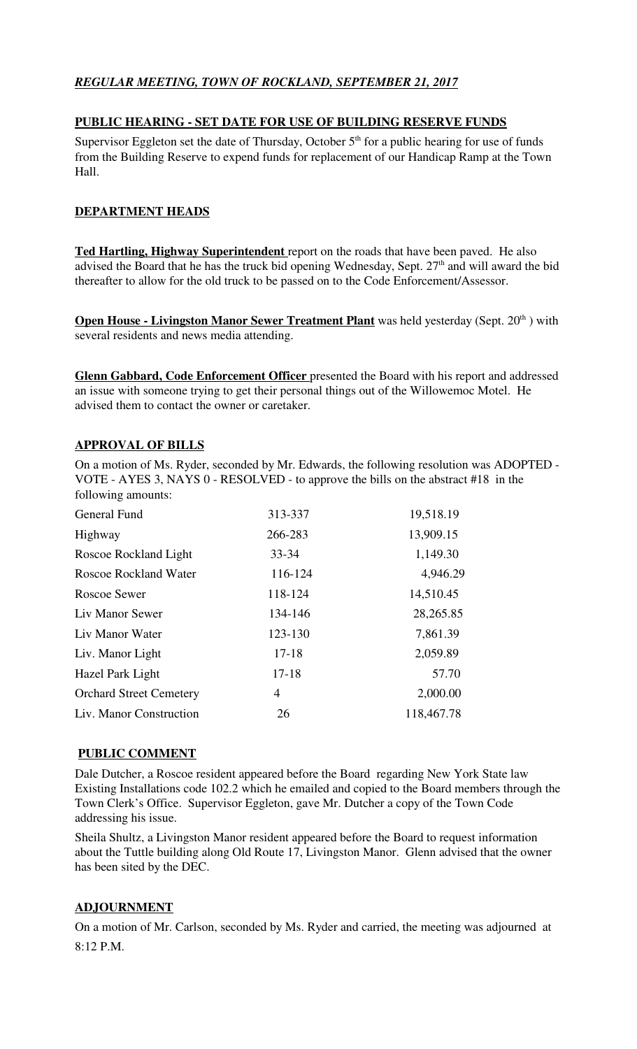## ***REGULAR MEETING, TOWN OF ROCKLAND, SEPTEMBER 21, 2017***

### **PUBLIC HEARING - SET DATE FOR USE OF BUILDING RESERVE FUNDS**

Supervisor Eggleton set the date of Thursday, October 5th for a public hearing for use of funds from the Building Reserve to expend funds for replacement of our Handicap Ramp at the Town Hall.

### **DEPARTMENT HEADS**

**Ted Hartling, Highway Superintendent** report on the roads that have been paved. He also advised the Board that he has the truck bid opening Wednesday, Sept. 27th and will award the bid thereafter to allow for the old truck to be passed on to the Code Enforcement/Assessor.

**Open House - Livingston Manor Sewer Treatment Plant** was held yesterday (Sept. 20th ) with several residents and news media attending.

**Glenn Gabbard, Code Enforcement Officer** presented the Board with his report and addressed an issue with someone trying to get their personal things out of the Willowemoc Motel. He advised them to contact the owner or caretaker.

### **APPROVAL OF BILLS**

On a motion of Ms. Ryder, seconded by Mr. Edwards, the following resolution was ADOPTED - VOTE - AYES 3, NAYS 0 - RESOLVED - to approve the bills on the abstract #18 in the following amounts:

| | | |
|---|---|---|
| General Fund | 313-337 | 19,518.19 |
| Highway | 266-283 | 13,909.15 |
| Roscoe Rockland Light | 33-34 | 1,149.30 |
| Roscoe Rockland Water | 116-124 | 4,946.29 |
| Roscoe Sewer | 118-124 | 14,510.45 |
| Liv Manor Sewer | 134-146 | 28,265.85 |
| Liv Manor Water | 123-130 | 7,861.39 |
| Liv. Manor Light | 17-18 | 2,059.89 |
| Hazel Park Light | 17-18 | 57.70 |
| Orchard Street Cemetery | 4 | 2,000.00 |
| Liv. Manor Construction | 26 | 118,467.78 |

### **PUBLIC COMMENT**

Dale Dutcher, a Roscoe resident appeared before the Board regarding New York State law Existing Installations code 102.2 which he emailed and copied to the Board members through the Town Clerk's Office. Supervisor Eggleton, gave Mr. Dutcher a copy of the Town Code addressing his issue.

Sheila Shultz, a Livingston Manor resident appeared before the Board to request information about the Tuttle building along Old Route 17, Livingston Manor. Glenn advised that the owner has been sited by the DEC.

### **ADJOURNMENT**

On a motion of Mr. Carlson, seconded by Ms. Ryder and carried, the meeting was adjourned at 8:12 P.M.